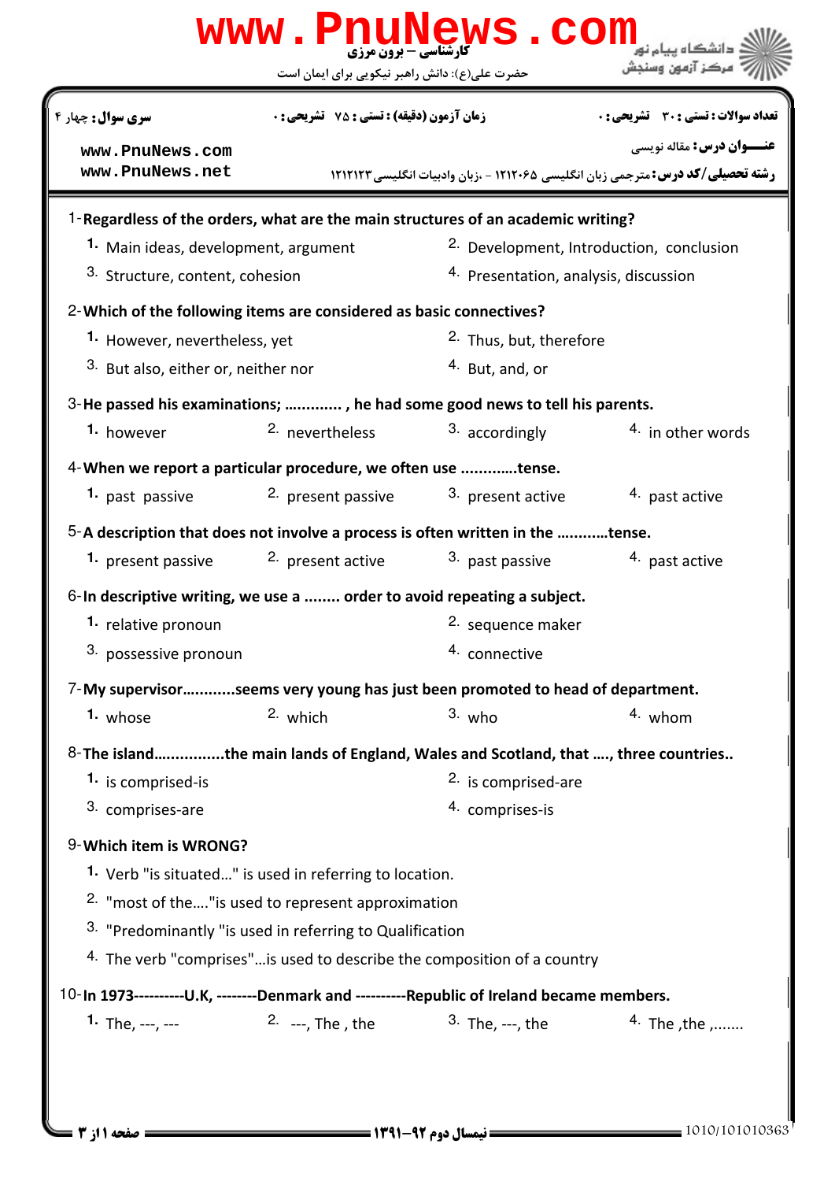**کارشناسی – برون مرزی**

حضرت علی(ع): دانش راهبر نیکویی برای ایمان است

دانشگاه پیام نور
مرکز آزمون وسنجش

**سری سوال:** چهار ۴ | **زمان آزمون (دقیقه) : تستی :** ۷۵ **تشریحی :** ۰ | **تعداد سوالات : تستی :** ۳۰ **تشریحی :** ۰

www.PnuNews.com
www.PnuNews.net

**عنـــوان درس:** مقاله نویسی

**رشته تحصیلی/کد درس:** مترجمی زبان انگلیسی ۱۲۱۲۰۶۵ - ،زبان وادبیات انگلیسی ۱۲۱۲۱۲۳

1-**Regardless of the orders, what are the main structures of an academic writing?**

1. Main ideas, development, argument
2. Development, Introduction, conclusion
3. Structure, content, cohesion
4. Presentation, analysis, discussion

2-**Which of the following items are considered as basic connectives?**

1. However, nevertheless, yet
2. Thus, but, therefore
3. But also, either or, neither nor
4. But, and, or

3-**He passed his examinations; ............. , he had some good news to tell his parents.**

1. however
2. nevertheless
3. accordingly
4. in other words

4-**When we report a particular procedure, we often use .............tense.**

1. past passive
2. present passive
3. present active
4. past active

5-**A description that does not involve a process is often written in the ............tense.**

1. present passive
2. present active
3. past passive
4. past active

6-**In descriptive writing, we use a ........ order to avoid repeating a subject.**

1. relative pronoun
2. sequence maker
3. possessive pronoun
4. connective

7-**My supervisor............seems very young has just been promoted to head of department.**

1. whose
2. which
3. who
4. whom

8-**The island................the main lands of England, Wales and Scotland, that …., three countries..**

1. is comprised-is
2. is comprised-are
3. comprises-are
4. comprises-is

9-**Which item is WRONG?**

1. Verb "is situated…" is used in referring to location.
2. "most of the…."is used to represent approximation
3. "Predominantly "is used in referring to Qualification
4. The verb "comprises"…is used to describe the composition of a country

10-**In 1973----------U.K, --------Denmark and ----------Republic of Ireland became members.**

1. The, ---, ---
2. ---, The , the
3. The, ---, the
4. The ,the ,.......

**نیمسال دوم ۹۲-۱۳۹۱**

1010/101010363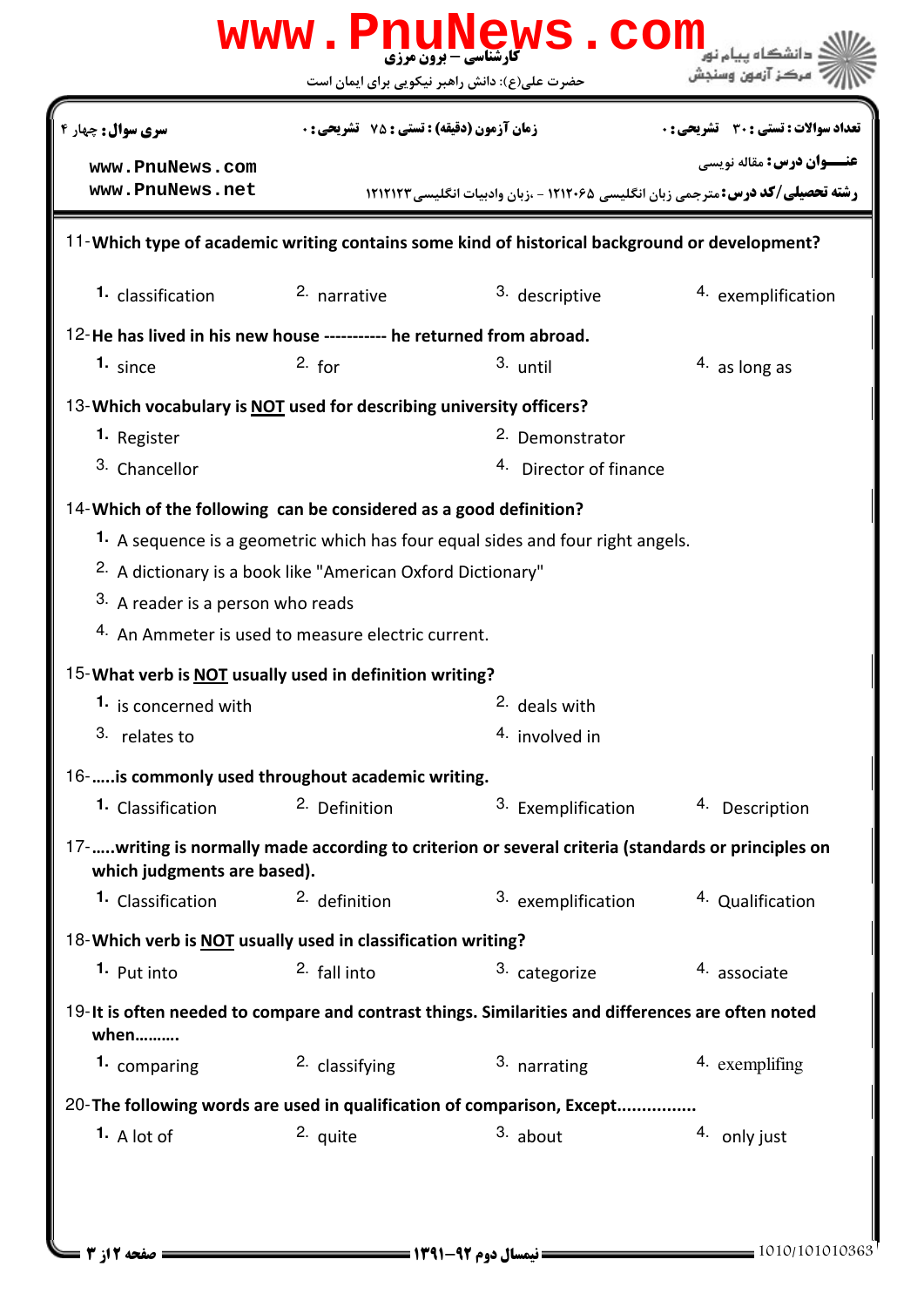سری سوال: چهار ۴ | زمان آزمون (دقیقه) : تستی : ۷۵ تشریحی : ۰ | تعداد سوالات : تستی : ۳۰ تشریحی : ۰

عنـــوان درس: مقاله نویسی

رشته تحصیلی/کد درس: مترجمی زبان انگلیسی ۱۲۱۲۰۶۵ - ،زبان وادبیات انگلیسی ۱۲۱۲۱۲۳

11-**Which type of academic writing contains some kind of historical background or development?**

1. classification
2. narrative
3. descriptive
4. exemplification

12-**He has lived in his new house ----------- he returned from abroad.**

1. since
2. for
3. until
4. as long as

13-**Which vocabulary is NOT used for describing university officers?**

1. Register
2. Demonstrator
3. Chancellor
4. Director of finance

14-**Which of the following can be considered as a good definition?**

1. A sequence is a geometric which has four equal sides and four right angels.
2. A dictionary is a book like "American Oxford Dictionary"
3. A reader is a person who reads
4. An Ammeter is used to measure electric current.

15-**What verb is NOT usually used in definition writing?**

1. is concerned with
2. deals with
3. relates to
4. involved in

16-**.....is commonly used throughout academic writing.**

1. Classification
2. Definition
3. Exemplification
4. Description

17-**.....writing is normally made according to criterion or several criteria (standards or principles on which judgments are based).**

1. Classification
2. definition
3. exemplification
4. Qualification

18-**Which verb is NOT usually used in classification writing?**

1. Put into
2. fall into
3. categorize
4. associate

19-**It is often needed to compare and contrast things. Similarities and differences are often noted when..........**

1. comparing
2. classifying
3. narrating
4. exemplifing

20-**The following words are used in qualification of comparison, Except................**

1. A lot of
2. quite
3. about
4. only just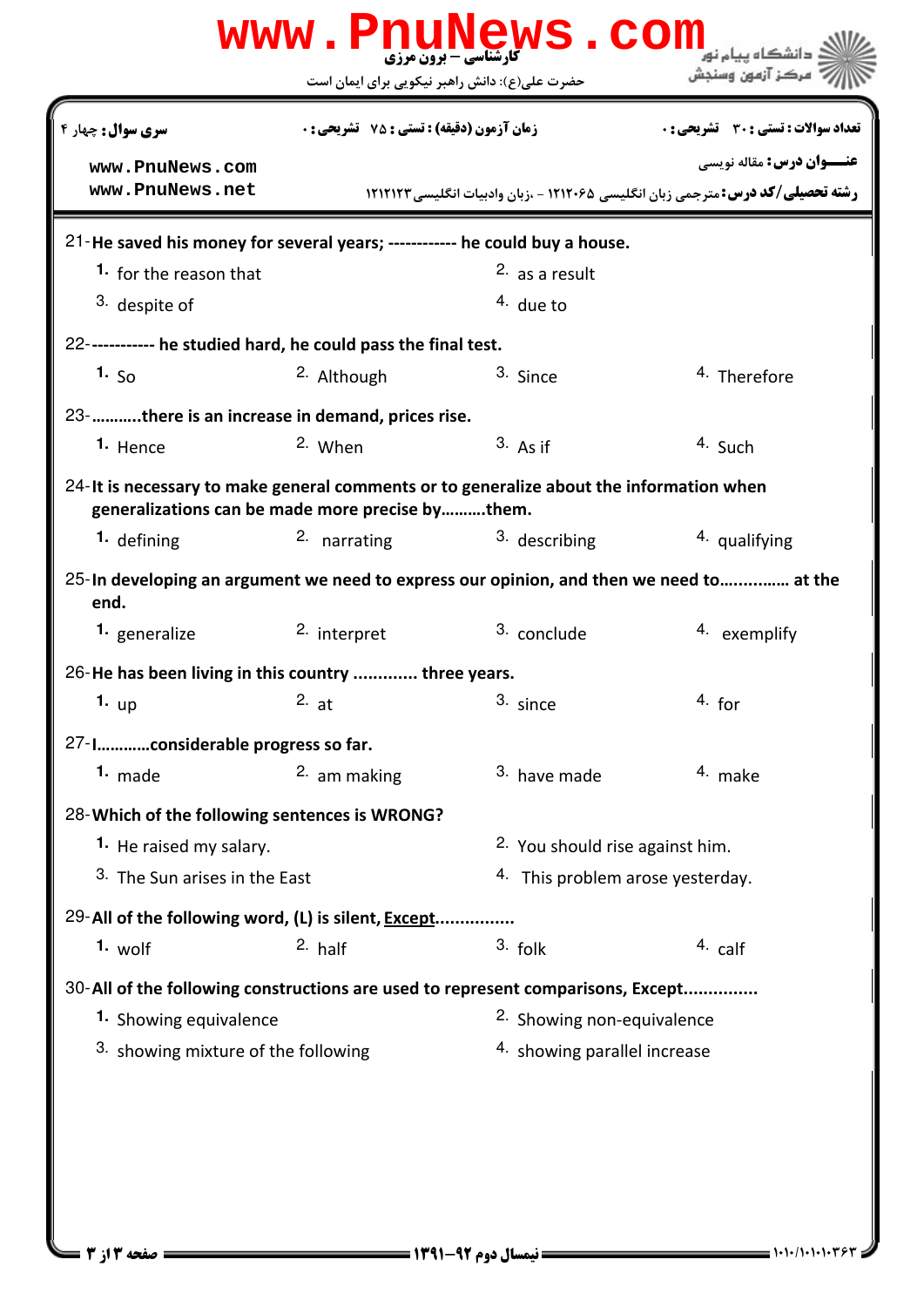21-He saved his money for several years; ------------ he could buy a house.

1. for the reason that
2. as a result
3. despite of
4. due to

22-----------  he studied hard, he could pass the final test.

1. So
2. Although
3. Since
4. Therefore

23-..........there is an increase in demand, prices rise.

1. Hence
2. When
3. As if
4. Such

24-It is necessary to make general comments or to generalize about the information when generalizations can be made more precise by..........them.

1. defining
2. narrating
3. describing
4. qualifying

25-In developing an argument we need to express our opinion, and then we need to.............. at the end.

1. generalize
2. interpret
3. conclude
4. exemplify

26-He has been living in this country ............ three years.

1. up
2. at
3. since
4. for

27-I...........considerable progress so far.

1. made
2. am making
3. have made
4. make

28-Which of the following sentences is WRONG?

1. He raised my salary.
2. You should rise against him.
3. The Sun arises in the East
4. This problem arose yesterday.

29-All of the following word, (L) is silent, <u>Except</u>...............

1. wolf
2. half
3. folk
4. calf

30-All of the following constructions are used to represent comparisons, Except...............

1. Showing equivalence
2. Showing non-equivalence
3. showing mixture of the following
4. showing parallel increase